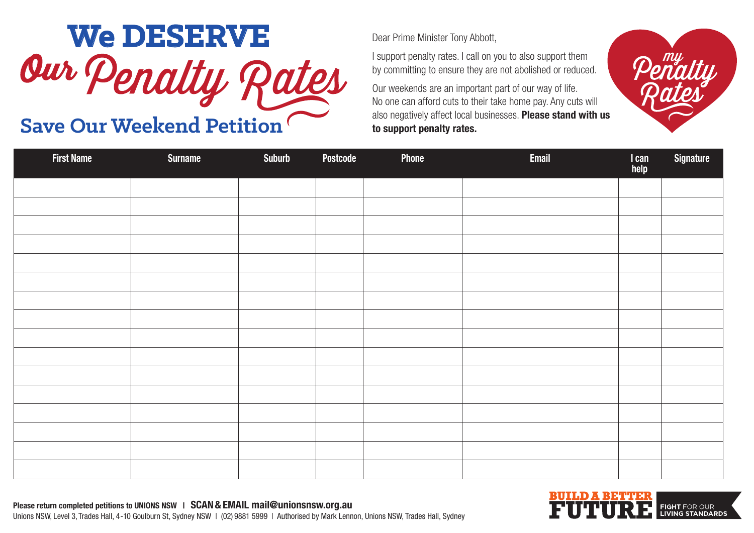# We DESERVE Our Penalty Rates

## Save Our Weekend Petition

Dear Prime Minister Tony Abbott,

I support penalty rates. I call on you to also support them by committing to ensure they are not abolished or reduced.

Our weekends are an important part of our way of life. No one can afford cuts to their take home pay. Any cuts will also negatively affect local businesses. **Please stand with us to support penalty rates.**

my Penalty Rates

| First Name | Surname | Suburb | Postcode | Phone | Email | I can help | Signature |
|---|---|---|---|---|---|---|---|
| | | | | | | | |
| | | | | | | | |
| | | | | | | | |
| | | | | | | | |
| | | | | | | | |
| | | | | | | | |
| | | | | | | | |
| | | | | | | | |
| | | | | | | | |
| | | | | | | | |
| | | | | | | | |
| | | | | | | | |
| | | | | | | | |
| | | | | | | | |
| | | | | | | | |
| | | | | | | | |

**Please return completed petitions to UNIONS NSW** | **SCAN & EMAIL mail@unionsnsw.org.au**

Unions NSW, Level 3, Trades Hall, 4-10 Goulburn St, Sydney NSW | (02) 9881 5999 | Authorised by Mark Lennon, Unions NSW, Trades Hall, Sydney

BUILD A BETTER FUTURE — FIGHT FOR OUR LIVING STANDARDS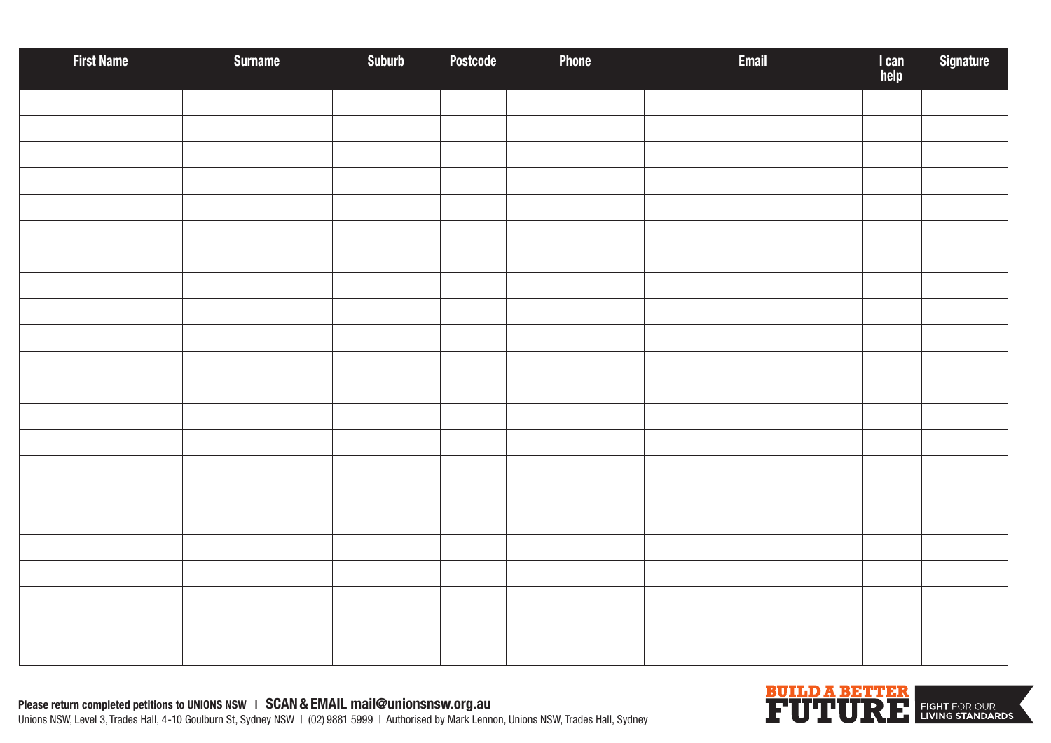| First Name | Surname | Suburb | Postcode | Phone | Email | I can help | Signature |
|---|---|---|---|---|---|---|---|
| | | | | | | | |
| | | | | | | | |
| | | | | | | | |
| | | | | | | | |
| | | | | | | | |
| | | | | | | | |
| | | | | | | | |
| | | | | | | | |
| | | | | | | | |
| | | | | | | | |
| | | | | | | | |
| | | | | | | | |
| | | | | | | | |
| | | | | | | | |
| | | | | | | | |
| | | | | | | | |
| | | | | | | | |
| | | | | | | | |
| | | | | | | | |
| | | | | | | | |
| | | | | | | | |
| | | | | | | | |

**Please return completed petitions to UNIONS NSW** | **SCAN & EMAIL mail@unionsnsw.org.au**

Unions NSW, Level 3, Trades Hall, 4-10 Goulburn St, Sydney NSW | (02) 9881 5999 | Authorised by Mark Lennon, Unions NSW, Trades Hall, Sydney

**BUILD A BETTER FUTURE** FIGHT FOR OUR LIVING STANDARDS